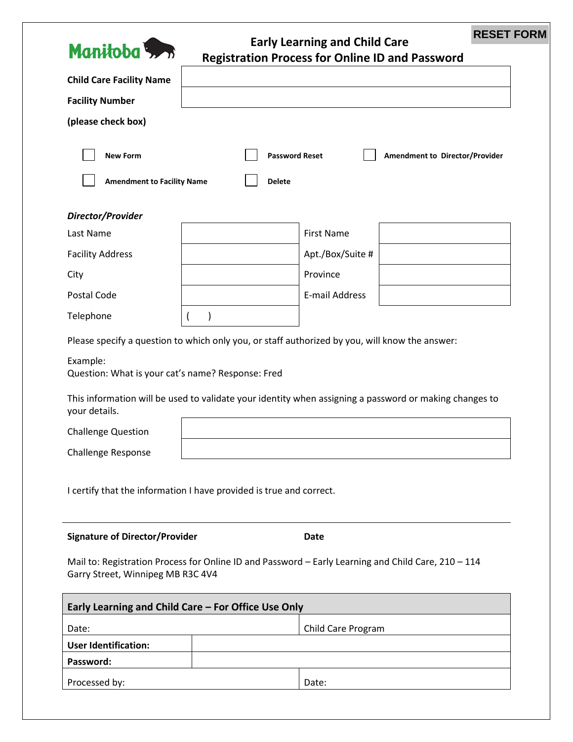Manitoba

RESET FORM

# Early Learning and Child Care
# Registration Process for Online ID and Password

| **Child Care Facility Name** | |
|---|---|
| **Facility Number** | |

**(please check box)**

☐ **New Form** ☐ **Password Reset** ☐ **Amendment to Director/Provider**

☐ **Amendment to Facility Name** ☐ **Delete**

***Director/Provider***

| Last Name | | First Name | |
|---|---|---|---|
| Facility Address | | Apt./Box/Suite # | |
| City | | Province | |
| Postal Code | | E-mail Address | |
| Telephone | ( ) | | |

Please specify a question to which only you, or staff authorized by you, will know the answer:

Example:
Question: What is your cat's name? Response: Fred

This information will be used to validate your identity when assigning a password or making changes to your details.

| Challenge Question | |
|---|---|
| Challenge Response | |

I certify that the information I have provided is true and correct.

**Signature of Director/Provider** **Date**

Mail to: Registration Process for Online ID and Password – Early Learning and Child Care, 210 – 114 Garry Street, Winnipeg MB R3C 4V4

| **Early Learning and Child Care – For Office Use Only** | |
|---|---|
| Date: | Child Care Program |
| **User Identification:** | |
| **Password:** | |
| Processed by: | Date: |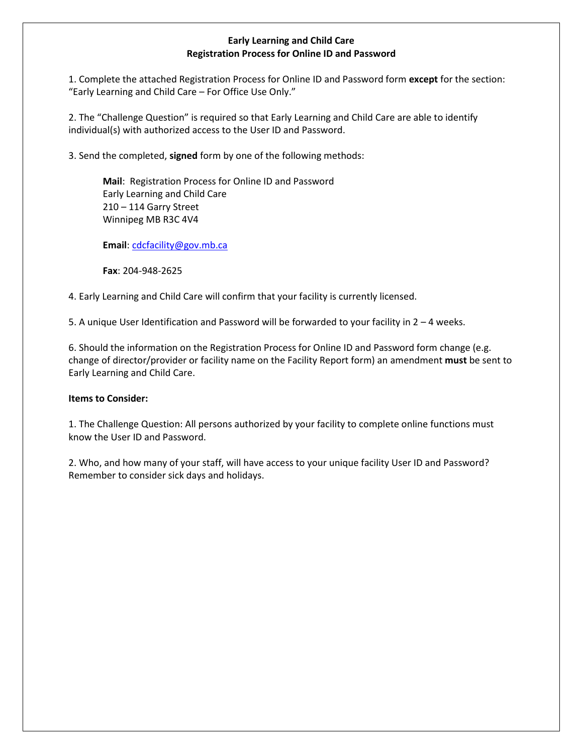**Early Learning and Child Care**
**Registration Process for Online ID and Password**

1. Complete the attached Registration Process for Online ID and Password form **except** for the section: "Early Learning and Child Care – For Office Use Only."

2. The "Challenge Question" is required so that Early Learning and Child Care are able to identify individual(s) with authorized access to the User ID and Password.

3. Send the completed, **signed** form by one of the following methods:

   **Mail**: Registration Process for Online ID and Password
   Early Learning and Child Care
   210 – 114 Garry Street
   Winnipeg MB R3C 4V4

   **Email**: cdcfacility@gov.mb.ca

   **Fax**: 204-948-2625

4. Early Learning and Child Care will confirm that your facility is currently licensed.

5. A unique User Identification and Password will be forwarded to your facility in 2 – 4 weeks.

6. Should the information on the Registration Process for Online ID and Password form change (e.g. change of director/provider or facility name on the Facility Report form) an amendment **must** be sent to Early Learning and Child Care.

**Items to Consider:**

1. The Challenge Question: All persons authorized by your facility to complete online functions must know the User ID and Password.

2. Who, and how many of your staff, will have access to your unique facility User ID and Password? Remember to consider sick days and holidays.